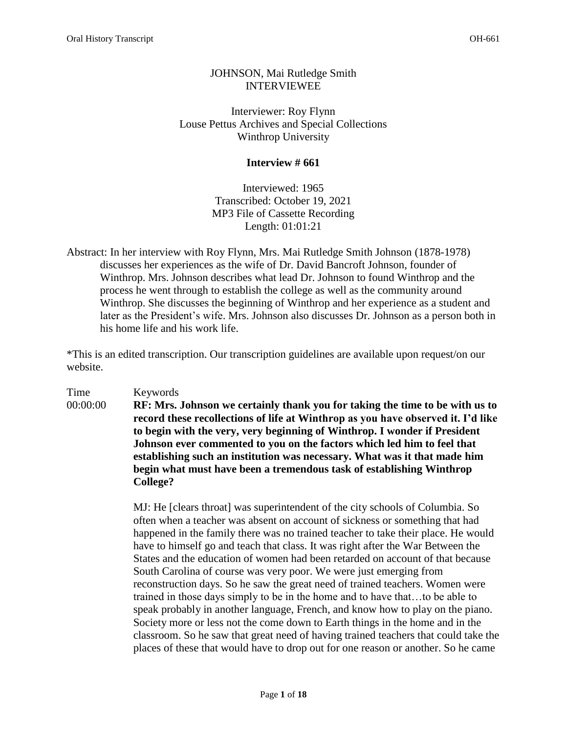JOHNSON, Mai Rutledge Smith
INTERVIEWEE

Interviewer: Roy Flynn
Louse Pettus Archives and Special Collections
Winthrop University

**Interview # 661**

Interviewed: 1965
Transcribed: October 19, 2021
MP3 File of Cassette Recording
Length: 01:01:21

Abstract: In her interview with Roy Flynn, Mrs. Mai Rutledge Smith Johnson (1878-1978) discusses her experiences as the wife of Dr. David Bancroft Johnson, founder of Winthrop. Mrs. Johnson describes what lead Dr. Johnson to found Winthrop and the process he went through to establish the college as well as the community around Winthrop. She discusses the beginning of Winthrop and her experience as a student and later as the President's wife. Mrs. Johnson also discusses Dr. Johnson as a person both in his home life and his work life.

*This is an edited transcription. Our transcription guidelines are available upon request/on our website.

Time Keywords

00:00:00 **RF: Mrs. Johnson we certainly thank you for taking the time to be with us to record these recollections of life at Winthrop as you have observed it. I'd like to begin with the very, very beginning of Winthrop. I wonder if President Johnson ever commented to you on the factors which led him to feel that establishing such an institution was necessary. What was it that made him begin what must have been a tremendous task of establishing Winthrop College?**

MJ: He [clears throat] was superintendent of the city schools of Columbia. So often when a teacher was absent on account of sickness or something that had happened in the family there was no trained teacher to take their place. He would have to himself go and teach that class. It was right after the War Between the States and the education of women had been retarded on account of that because South Carolina of course was very poor. We were just emerging from reconstruction days. So he saw the great need of trained teachers. Women were trained in those days simply to be in the home and to have that…to be able to speak probably in another language, French, and know how to play on the piano. Society more or less not the come down to Earth things in the home and in the classroom. So he saw that great need of having trained teachers that could take the places of these that would have to drop out for one reason or another. So he came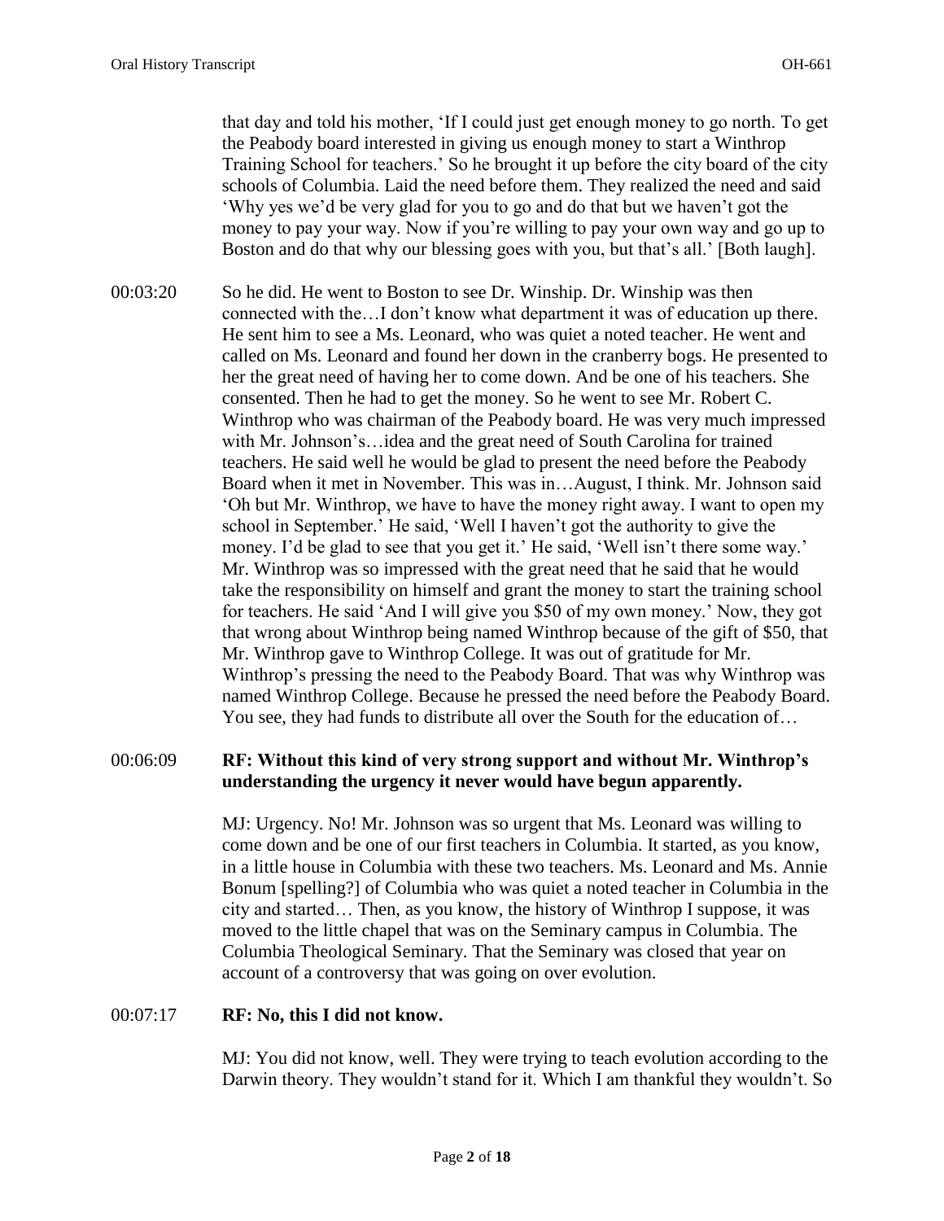that day and told his mother, 'If I could just get enough money to go north. To get the Peabody board interested in giving us enough money to start a Winthrop Training School for teachers.' So he brought it up before the city board of the city schools of Columbia. Laid the need before them. They realized the need and said 'Why yes we'd be very glad for you to go and do that but we haven't got the money to pay your way. Now if you're willing to pay your own way and go up to Boston and do that why our blessing goes with you, but that's all.' [Both laugh].

00:03:20 So he did. He went to Boston to see Dr. Winship. Dr. Winship was then connected with the…I don't know what department it was of education up there. He sent him to see a Ms. Leonard, who was quiet a noted teacher. He went and called on Ms. Leonard and found her down in the cranberry bogs. He presented to her the great need of having her to come down. And be one of his teachers. She consented. Then he had to get the money. So he went to see Mr. Robert C. Winthrop who was chairman of the Peabody board. He was very much impressed with Mr. Johnson's…idea and the great need of South Carolina for trained teachers. He said well he would be glad to present the need before the Peabody Board when it met in November. This was in…August, I think. Mr. Johnson said 'Oh but Mr. Winthrop, we have to have the money right away. I want to open my school in September.' He said, 'Well I haven't got the authority to give the money. I'd be glad to see that you get it.' He said, 'Well isn't there some way.' Mr. Winthrop was so impressed with the great need that he said that he would take the responsibility on himself and grant the money to start the training school for teachers. He said 'And I will give you $50 of my own money.' Now, they got that wrong about Winthrop being named Winthrop because of the gift of $50, that Mr. Winthrop gave to Winthrop College. It was out of gratitude for Mr. Winthrop's pressing the need to the Peabody Board. That was why Winthrop was named Winthrop College. Because he pressed the need before the Peabody Board. You see, they had funds to distribute all over the South for the education of…

00:06:09 **RF: Without this kind of very strong support and without Mr. Winthrop's understanding the urgency it never would have begun apparently.**

MJ: Urgency. No! Mr. Johnson was so urgent that Ms. Leonard was willing to come down and be one of our first teachers in Columbia. It started, as you know, in a little house in Columbia with these two teachers. Ms. Leonard and Ms. Annie Bonum [spelling?] of Columbia who was quiet a noted teacher in Columbia in the city and started… Then, as you know, the history of Winthrop I suppose, it was moved to the little chapel that was on the Seminary campus in Columbia. The Columbia Theological Seminary. That the Seminary was closed that year on account of a controversy that was going on over evolution.

00:07:17 **RF: No, this I did not know.**

MJ: You did not know, well. They were trying to teach evolution according to the Darwin theory. They wouldn't stand for it. Which I am thankful they wouldn't. So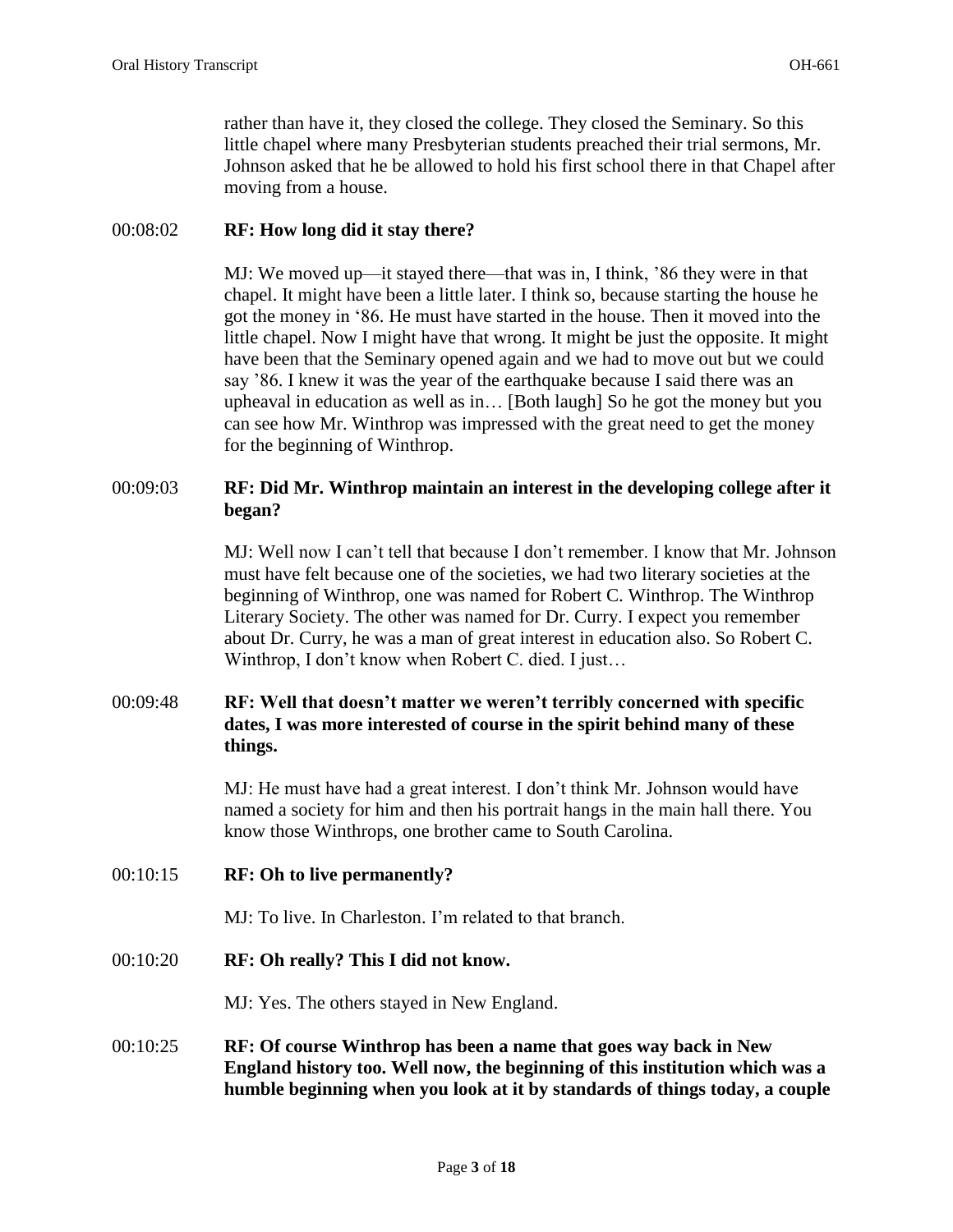rather than have it, they closed the college. They closed the Seminary. So this little chapel where many Presbyterian students preached their trial sermons, Mr. Johnson asked that he be allowed to hold his first school there in that Chapel after moving from a house.

00:08:02 **RF: How long did it stay there?**

MJ: We moved up—it stayed there—that was in, I think, '86 they were in that chapel. It might have been a little later. I think so, because starting the house he got the money in '86. He must have started in the house. Then it moved into the little chapel. Now I might have that wrong. It might be just the opposite. It might have been that the Seminary opened again and we had to move out but we could say '86. I knew it was the year of the earthquake because I said there was an upheaval in education as well as in… [Both laugh] So he got the money but you can see how Mr. Winthrop was impressed with the great need to get the money for the beginning of Winthrop.

00:09:03 **RF: Did Mr. Winthrop maintain an interest in the developing college after it began?**

MJ: Well now I can't tell that because I don't remember. I know that Mr. Johnson must have felt because one of the societies, we had two literary societies at the beginning of Winthrop, one was named for Robert C. Winthrop. The Winthrop Literary Society. The other was named for Dr. Curry. I expect you remember about Dr. Curry, he was a man of great interest in education also. So Robert C. Winthrop, I don't know when Robert C. died. I just…

00:09:48 **RF: Well that doesn't matter we weren't terribly concerned with specific dates, I was more interested of course in the spirit behind many of these things.**

MJ: He must have had a great interest. I don't think Mr. Johnson would have named a society for him and then his portrait hangs in the main hall there. You know those Winthrops, one brother came to South Carolina.

00:10:15 **RF: Oh to live permanently?**

MJ: To live. In Charleston. I'm related to that branch.

00:10:20 **RF: Oh really? This I did not know.**

MJ: Yes. The others stayed in New England.

00:10:25 **RF: Of course Winthrop has been a name that goes way back in New England history too. Well now, the beginning of this institution which was a humble beginning when you look at it by standards of things today, a couple**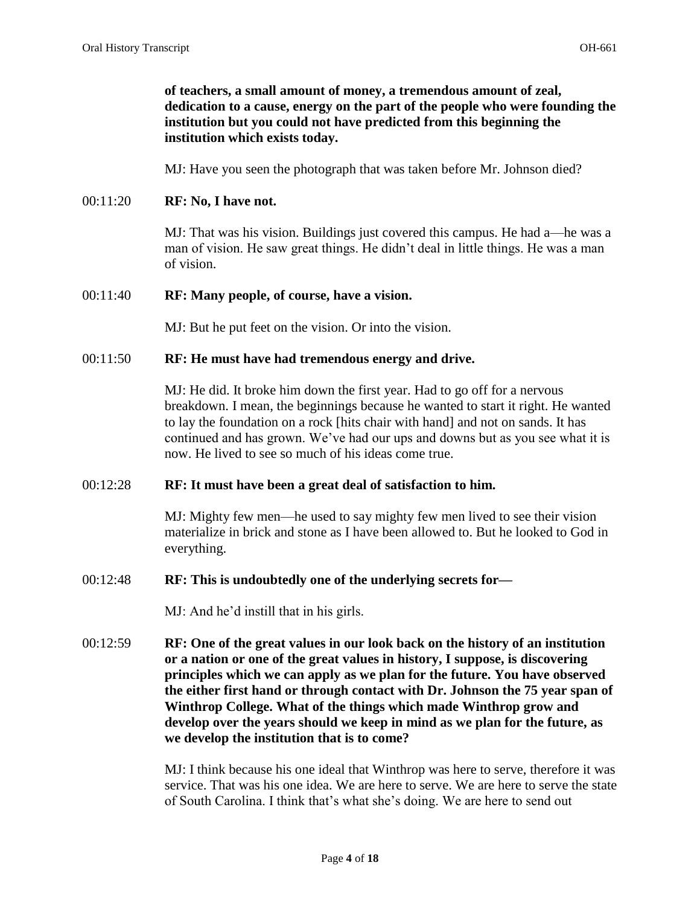**of teachers, a small amount of money, a tremendous amount of zeal, dedication to a cause, energy on the part of the people who were founding the institution but you could not have predicted from this beginning the institution which exists today.**

MJ: Have you seen the photograph that was taken before Mr. Johnson died?

00:11:20 **RF: No, I have not.**

MJ: That was his vision. Buildings just covered this campus. He had a—he was a man of vision. He saw great things. He didn't deal in little things. He was a man of vision.

00:11:40 **RF: Many people, of course, have a vision.**

MJ: But he put feet on the vision. Or into the vision.

00:11:50 **RF: He must have had tremendous energy and drive.**

MJ: He did. It broke him down the first year. Had to go off for a nervous breakdown. I mean, the beginnings because he wanted to start it right. He wanted to lay the foundation on a rock [hits chair with hand] and not on sands. It has continued and has grown. We've had our ups and downs but as you see what it is now. He lived to see so much of his ideas come true.

00:12:28 **RF: It must have been a great deal of satisfaction to him.**

MJ: Mighty few men—he used to say mighty few men lived to see their vision materialize in brick and stone as I have been allowed to. But he looked to God in everything.

00:12:48 **RF: This is undoubtedly one of the underlying secrets for—**

MJ: And he'd instill that in his girls.

00:12:59 **RF: One of the great values in our look back on the history of an institution or a nation or one of the great values in history, I suppose, is discovering principles which we can apply as we plan for the future. You have observed the either first hand or through contact with Dr. Johnson the 75 year span of Winthrop College. What of the things which made Winthrop grow and develop over the years should we keep in mind as we plan for the future, as we develop the institution that is to come?**

MJ: I think because his one ideal that Winthrop was here to serve, therefore it was service. That was his one idea. We are here to serve. We are here to serve the state of South Carolina. I think that's what she's doing. We are here to send out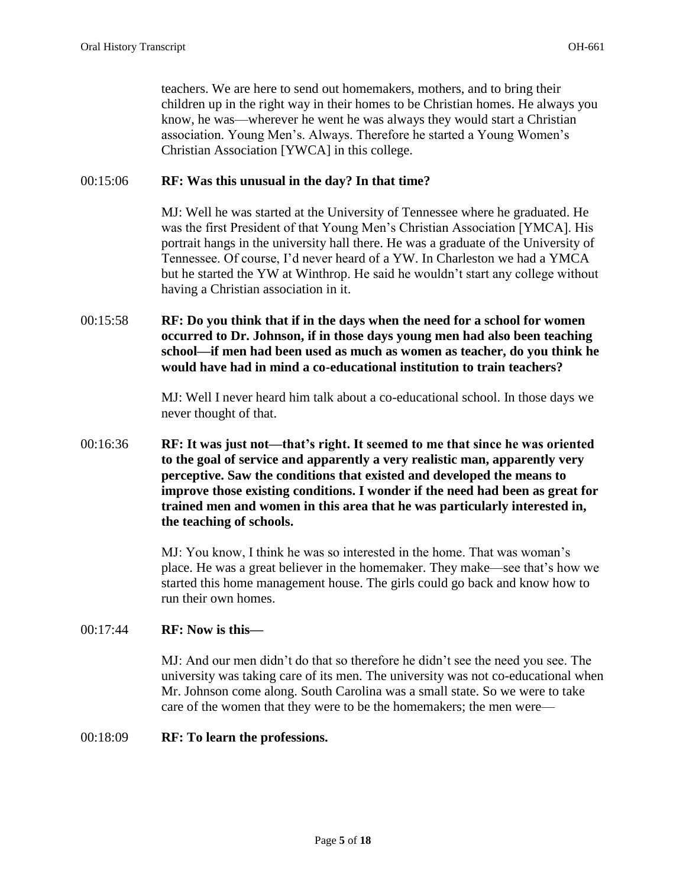teachers. We are here to send out homemakers, mothers, and to bring their children up in the right way in their homes to be Christian homes. He always you know, he was—wherever he went he was always they would start a Christian association. Young Men's. Always. Therefore he started a Young Women's Christian Association [YWCA] in this college.

00:15:06 **RF: Was this unusual in the day? In that time?**

MJ: Well he was started at the University of Tennessee where he graduated. He was the first President of that Young Men's Christian Association [YMCA]. His portrait hangs in the university hall there. He was a graduate of the University of Tennessee. Of course, I'd never heard of a YW. In Charleston we had a YMCA but he started the YW at Winthrop. He said he wouldn't start any college without having a Christian association in it.

00:15:58 **RF: Do you think that if in the days when the need for a school for women occurred to Dr. Johnson, if in those days young men had also been teaching school—if men had been used as much as women as teacher, do you think he would have had in mind a co-educational institution to train teachers?**

MJ: Well I never heard him talk about a co-educational school. In those days we never thought of that.

00:16:36 **RF: It was just not—that's right. It seemed to me that since he was oriented to the goal of service and apparently a very realistic man, apparently very perceptive. Saw the conditions that existed and developed the means to improve those existing conditions. I wonder if the need had been as great for trained men and women in this area that he was particularly interested in, the teaching of schools.**

MJ: You know, I think he was so interested in the home. That was woman's place. He was a great believer in the homemaker. They make—see that's how we started this home management house. The girls could go back and know how to run their own homes.

00:17:44 **RF: Now is this—**

MJ: And our men didn't do that so therefore he didn't see the need you see. The university was taking care of its men. The university was not co-educational when Mr. Johnson come along. South Carolina was a small state. So we were to take care of the women that they were to be the homemakers; the men were—

00:18:09 **RF: To learn the professions.**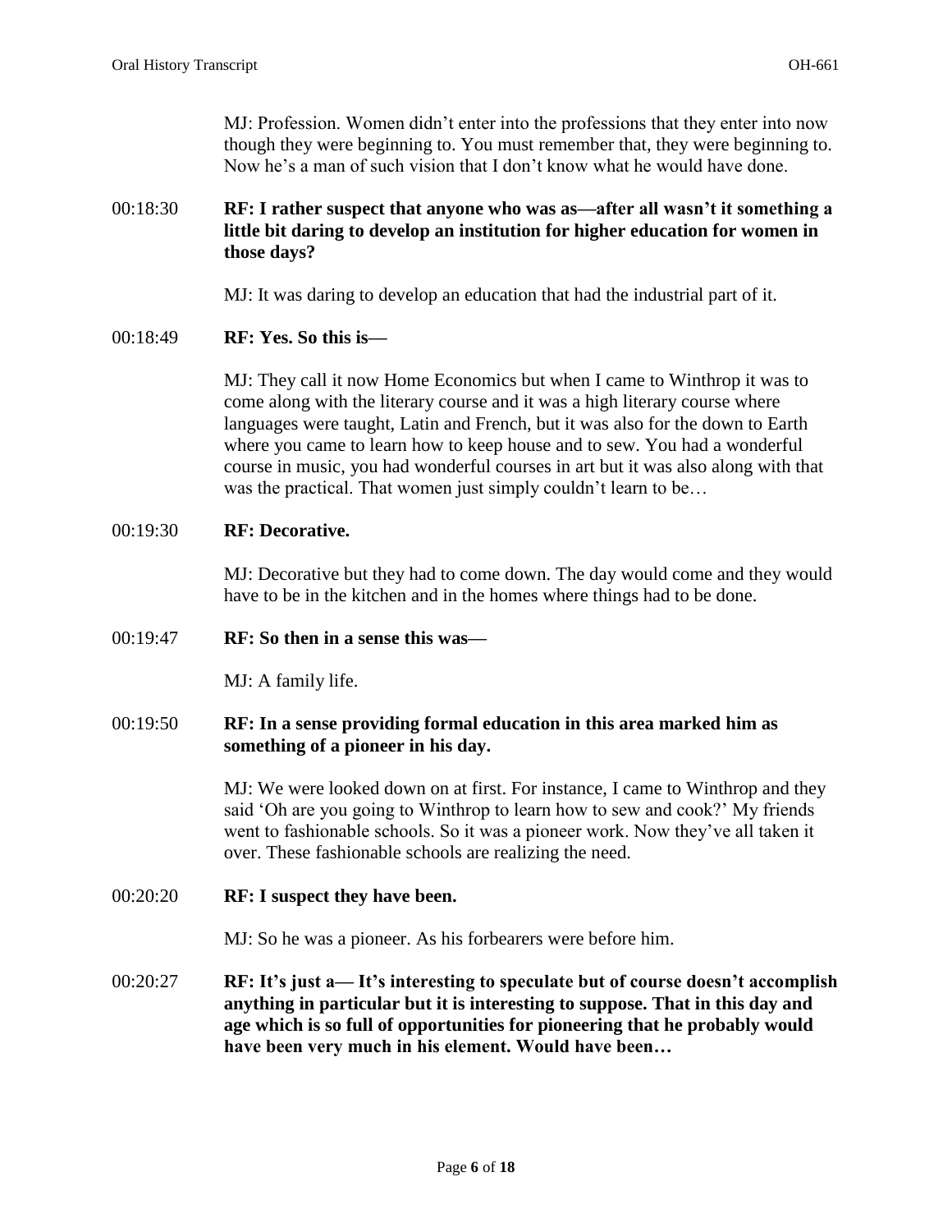MJ: Profession. Women didn’t enter into the professions that they enter into now though they were beginning to. You must remember that, they were beginning to. Now he’s a man of such vision that I don’t know what he would have done.

00:18:30 **RF: I rather suspect that anyone who was as—after all wasn’t it something a little bit daring to develop an institution for higher education for women in those days?**

MJ: It was daring to develop an education that had the industrial part of it.

00:18:49 **RF: Yes. So this is—**

MJ: They call it now Home Economics but when I came to Winthrop it was to come along with the literary course and it was a high literary course where languages were taught, Latin and French, but it was also for the down to Earth where you came to learn how to keep house and to sew. You had a wonderful course in music, you had wonderful courses in art but it was also along with that was the practical. That women just simply couldn’t learn to be…

00:19:30 **RF: Decorative.**

MJ: Decorative but they had to come down. The day would come and they would have to be in the kitchen and in the homes where things had to be done.

00:19:47 **RF: So then in a sense this was—**

MJ: A family life.

00:19:50 **RF: In a sense providing formal education in this area marked him as something of a pioneer in his day.**

MJ: We were looked down on at first. For instance, I came to Winthrop and they said ‘Oh are you going to Winthrop to learn how to sew and cook?’ My friends went to fashionable schools. So it was a pioneer work. Now they’ve all taken it over. These fashionable schools are realizing the need.

00:20:20 **RF: I suspect they have been.**

MJ: So he was a pioneer. As his forbearers were before him.

00:20:27 **RF: It’s just a— It’s interesting to speculate but of course doesn’t accomplish anything in particular but it is interesting to suppose. That in this day and age which is so full of opportunities for pioneering that he probably would have been very much in his element. Would have been…**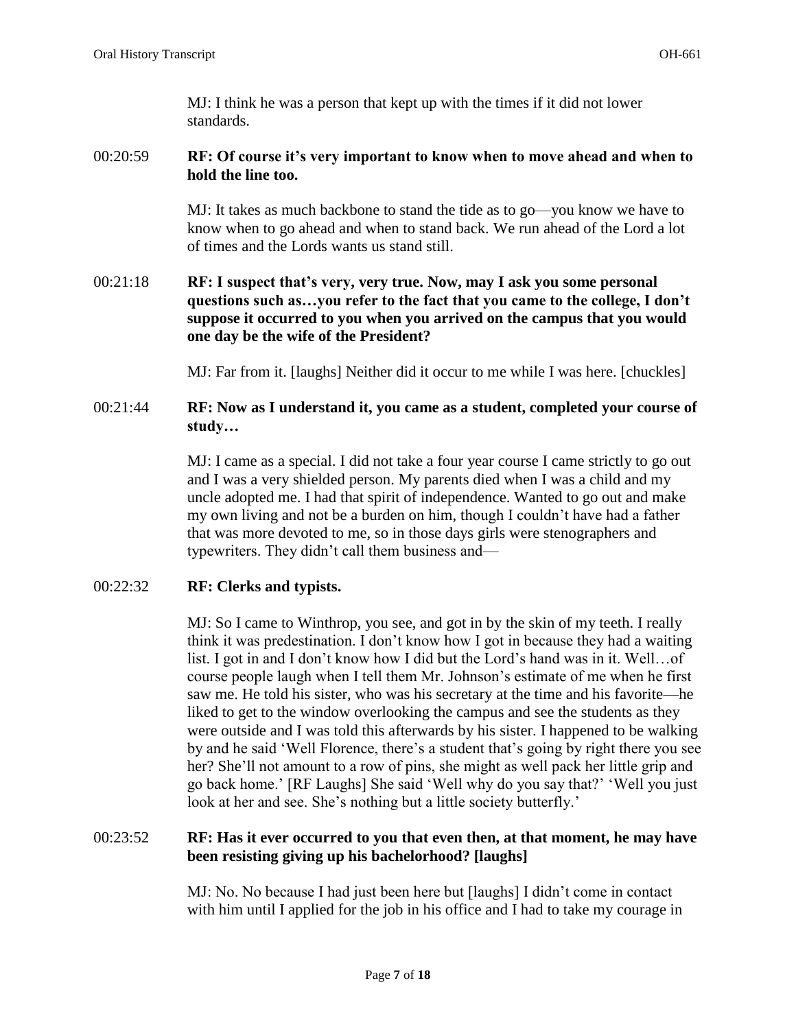MJ: I think he was a person that kept up with the times if it did not lower standards.

00:20:59 **RF: Of course it's very important to know when to move ahead and when to hold the line too.**

MJ: It takes as much backbone to stand the tide as to go—you know we have to know when to go ahead and when to stand back. We run ahead of the Lord a lot of times and the Lords wants us stand still.

00:21:18 **RF: I suspect that's very, very true. Now, may I ask you some personal questions such as…you refer to the fact that you came to the college, I don't suppose it occurred to you when you arrived on the campus that you would one day be the wife of the President?**

MJ: Far from it. [laughs] Neither did it occur to me while I was here. [chuckles]

00:21:44 **RF: Now as I understand it, you came as a student, completed your course of study…**

MJ: I came as a special. I did not take a four year course I came strictly to go out and I was a very shielded person. My parents died when I was a child and my uncle adopted me. I had that spirit of independence. Wanted to go out and make my own living and not be a burden on him, though I couldn't have had a father that was more devoted to me, so in those days girls were stenographers and typewriters. They didn't call them business and—

00:22:32 **RF: Clerks and typists.**

MJ: So I came to Winthrop, you see, and got in by the skin of my teeth. I really think it was predestination. I don't know how I got in because they had a waiting list. I got in and I don't know how I did but the Lord's hand was in it. Well…of course people laugh when I tell them Mr. Johnson's estimate of me when he first saw me. He told his sister, who was his secretary at the time and his favorite—he liked to get to the window overlooking the campus and see the students as they were outside and I was told this afterwards by his sister. I happened to be walking by and he said 'Well Florence, there's a student that's going by right there you see her? She'll not amount to a row of pins, she might as well pack her little grip and go back home.' [RF Laughs] She said 'Well why do you say that?' 'Well you just look at her and see. She's nothing but a little society butterfly.'

00:23:52 **RF: Has it ever occurred to you that even then, at that moment, he may have been resisting giving up his bachelorhood? [laughs]**

MJ: No. No because I had just been here but [laughs] I didn't come in contact with him until I applied for the job in his office and I had to take my courage in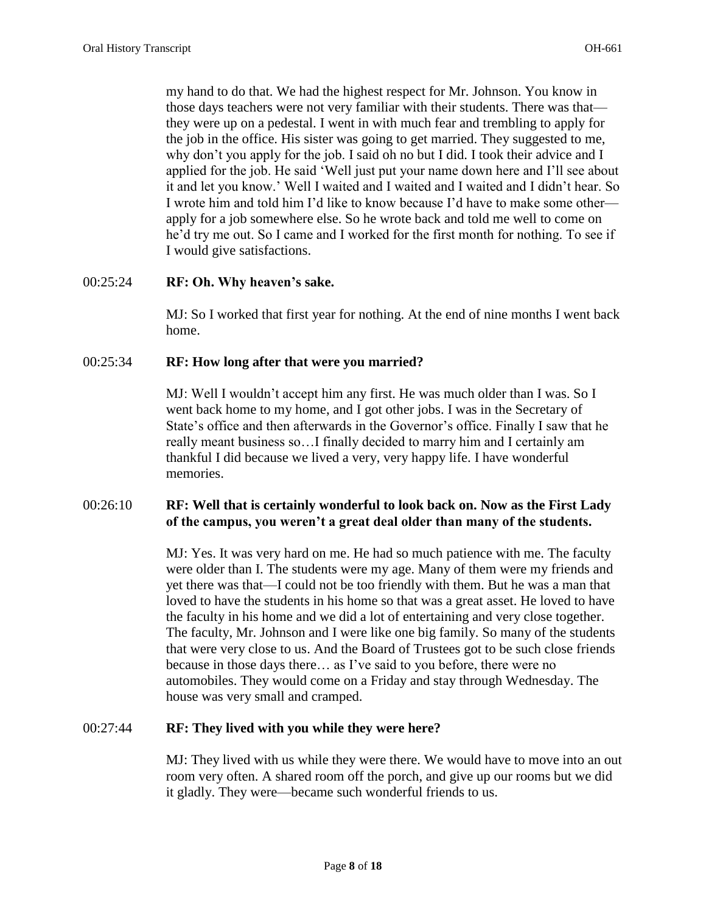my hand to do that. We had the highest respect for Mr. Johnson. You know in those days teachers were not very familiar with their students. There was that—they were up on a pedestal. I went in with much fear and trembling to apply for the job in the office. His sister was going to get married. They suggested to me, why don't you apply for the job. I said oh no but I did. I took their advice and I applied for the job. He said 'Well just put your name down here and I'll see about it and let you know.' Well I waited and I waited and I waited and I didn't hear. So I wrote him and told him I'd like to know because I'd have to make some other—apply for a job somewhere else. So he wrote back and told me well to come on he'd try me out. So I came and I worked for the first month for nothing. To see if I would give satisfactions.

00:25:24 **RF: Oh. Why heaven's sake.**

MJ: So I worked that first year for nothing. At the end of nine months I went back home.

00:25:34 **RF: How long after that were you married?**

MJ: Well I wouldn't accept him any first. He was much older than I was. So I went back home to my home, and I got other jobs. I was in the Secretary of State's office and then afterwards in the Governor's office. Finally I saw that he really meant business so…I finally decided to marry him and I certainly am thankful I did because we lived a very, very happy life. I have wonderful memories.

00:26:10 **RF: Well that is certainly wonderful to look back on. Now as the First Lady of the campus, you weren't a great deal older than many of the students.**

MJ: Yes. It was very hard on me. He had so much patience with me. The faculty were older than I. The students were my age. Many of them were my friends and yet there was that—I could not be too friendly with them. But he was a man that loved to have the students in his home so that was a great asset. He loved to have the faculty in his home and we did a lot of entertaining and very close together. The faculty, Mr. Johnson and I were like one big family. So many of the students that were very close to us. And the Board of Trustees got to be such close friends because in those days there… as I've said to you before, there were no automobiles. They would come on a Friday and stay through Wednesday. The house was very small and cramped.

00:27:44 **RF: They lived with you while they were here?**

MJ: They lived with us while they were there. We would have to move into an out room very often. A shared room off the porch, and give up our rooms but we did it gladly. They were—became such wonderful friends to us.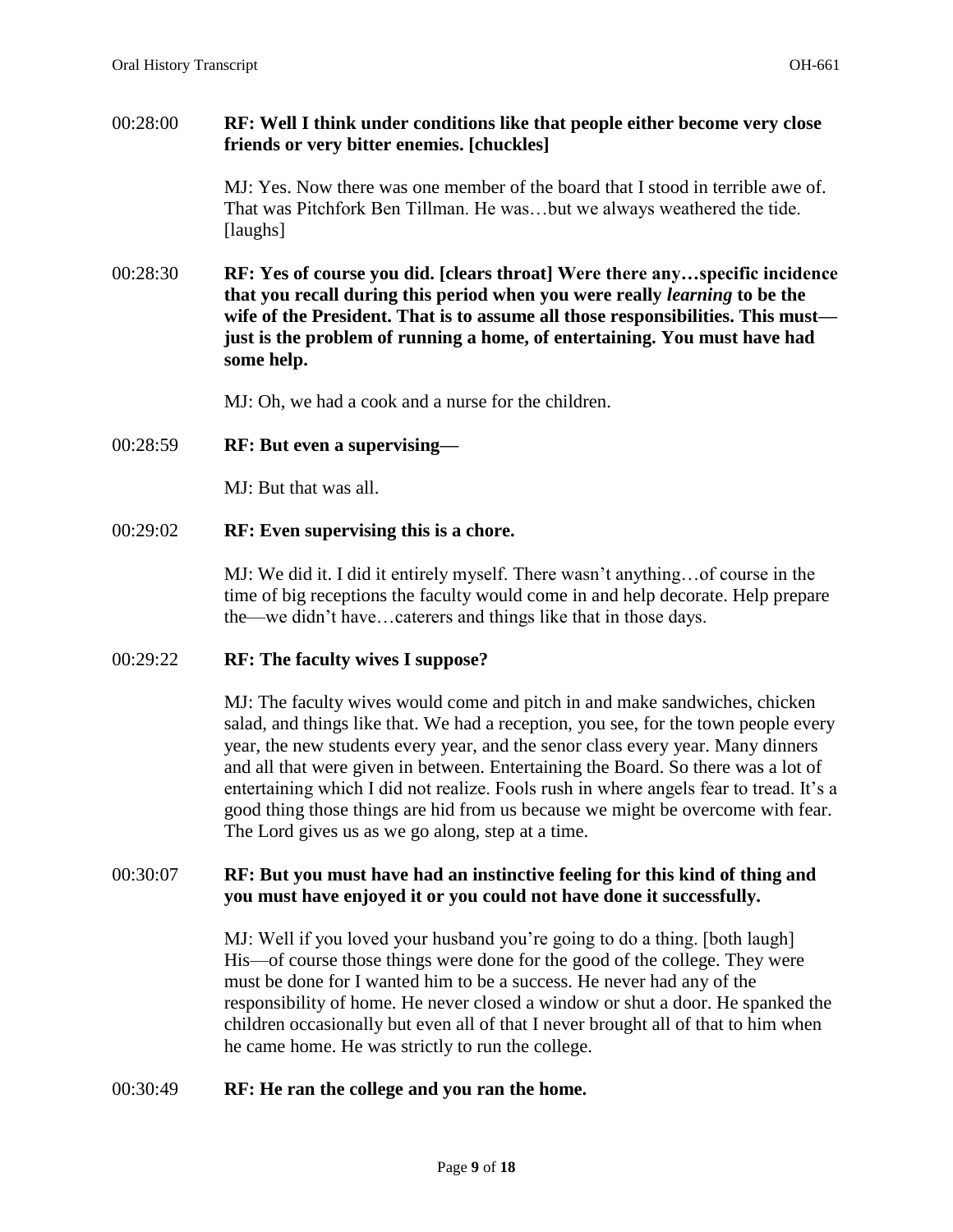00:28:00 **RF: Well I think under conditions like that people either become very close friends or very bitter enemies. [chuckles]**

MJ: Yes. Now there was one member of the board that I stood in terrible awe of. That was Pitchfork Ben Tillman. He was…but we always weathered the tide. [laughs]

00:28:30 **RF: Yes of course you did. [clears throat] Were there any…specific incidence that you recall during this period when you were really *learning* to be the wife of the President. That is to assume all those responsibilities. This must—just is the problem of running a home, of entertaining. You must have had some help.**

MJ: Oh, we had a cook and a nurse for the children.

00:28:59 **RF: But even a supervising—**

MJ: But that was all.

00:29:02 **RF: Even supervising this is a chore.**

MJ: We did it. I did it entirely myself. There wasn't anything…of course in the time of big receptions the faculty would come in and help decorate. Help prepare the—we didn't have…caterers and things like that in those days.

00:29:22 **RF: The faculty wives I suppose?**

MJ: The faculty wives would come and pitch in and make sandwiches, chicken salad, and things like that. We had a reception, you see, for the town people every year, the new students every year, and the senor class every year. Many dinners and all that were given in between. Entertaining the Board. So there was a lot of entertaining which I did not realize. Fools rush in where angels fear to tread. It's a good thing those things are hid from us because we might be overcome with fear. The Lord gives us as we go along, step at a time.

00:30:07 **RF: But you must have had an instinctive feeling for this kind of thing and you must have enjoyed it or you could not have done it successfully.**

MJ: Well if you loved your husband you're going to do a thing. [both laugh] His—of course those things were done for the good of the college. They were must be done for I wanted him to be a success. He never had any of the responsibility of home. He never closed a window or shut a door. He spanked the children occasionally but even all of that I never brought all of that to him when he came home. He was strictly to run the college.

00:30:49 **RF: He ran the college and you ran the home.**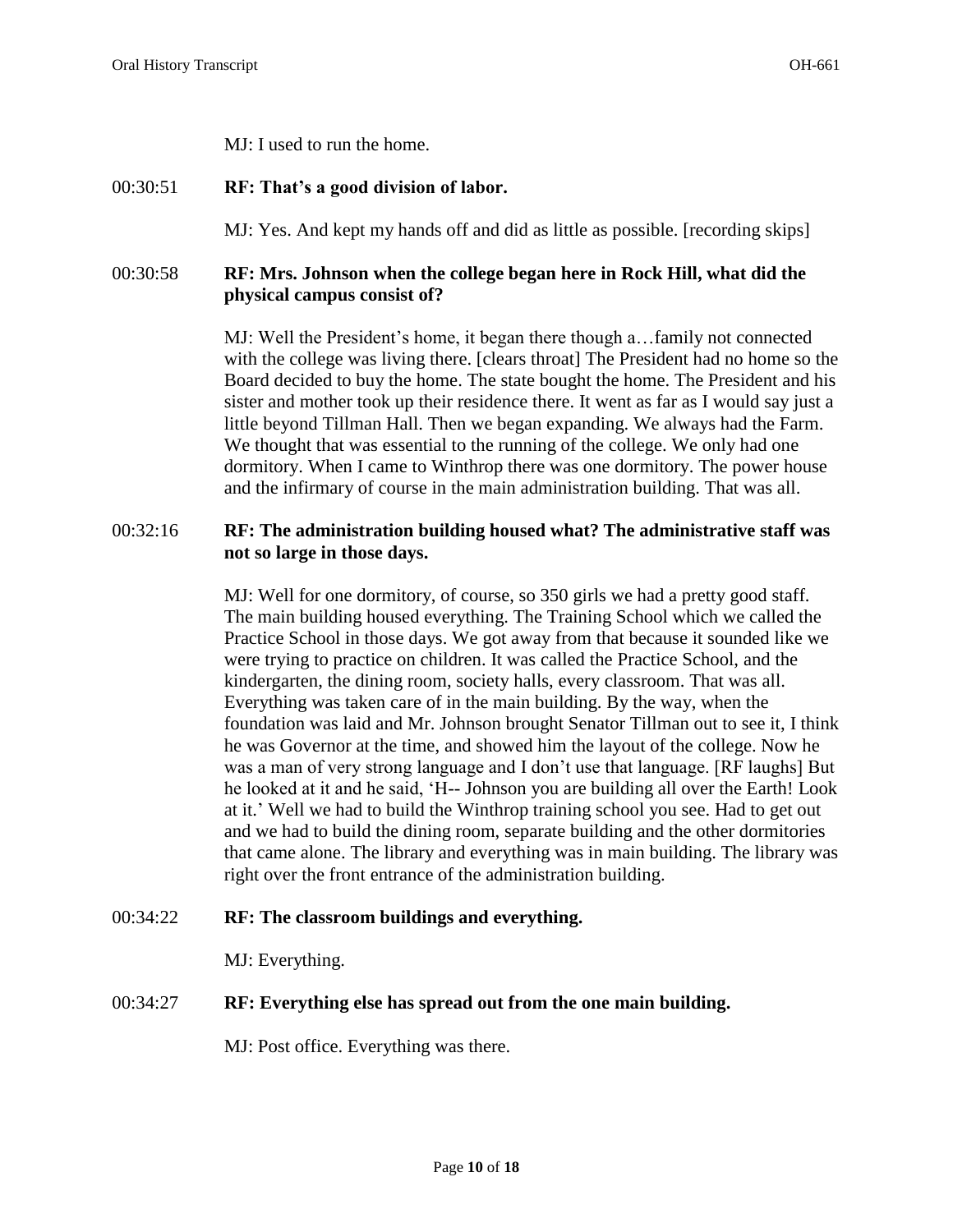MJ: I used to run the home.

00:30:51 **RF: That's a good division of labor.**

MJ: Yes. And kept my hands off and did as little as possible. [recording skips]

00:30:58 **RF: Mrs. Johnson when the college began here in Rock Hill, what did the physical campus consist of?**

MJ: Well the President's home, it began there though a…family not connected with the college was living there. [clears throat] The President had no home so the Board decided to buy the home. The state bought the home. The President and his sister and mother took up their residence there. It went as far as I would say just a little beyond Tillman Hall. Then we began expanding. We always had the Farm. We thought that was essential to the running of the college. We only had one dormitory. When I came to Winthrop there was one dormitory. The power house and the infirmary of course in the main administration building. That was all.

00:32:16 **RF: The administration building housed what? The administrative staff was not so large in those days.**

MJ: Well for one dormitory, of course, so 350 girls we had a pretty good staff. The main building housed everything. The Training School which we called the Practice School in those days. We got away from that because it sounded like we were trying to practice on children. It was called the Practice School, and the kindergarten, the dining room, society halls, every classroom. That was all. Everything was taken care of in the main building. By the way, when the foundation was laid and Mr. Johnson brought Senator Tillman out to see it, I think he was Governor at the time, and showed him the layout of the college. Now he was a man of very strong language and I don't use that language. [RF laughs] But he looked at it and he said, 'H-- Johnson you are building all over the Earth! Look at it.' Well we had to build the Winthrop training school you see. Had to get out and we had to build the dining room, separate building and the other dormitories that came alone. The library and everything was in main building. The library was right over the front entrance of the administration building.

00:34:22 **RF: The classroom buildings and everything.**

MJ: Everything.

00:34:27 **RF: Everything else has spread out from the one main building.**

MJ: Post office. Everything was there.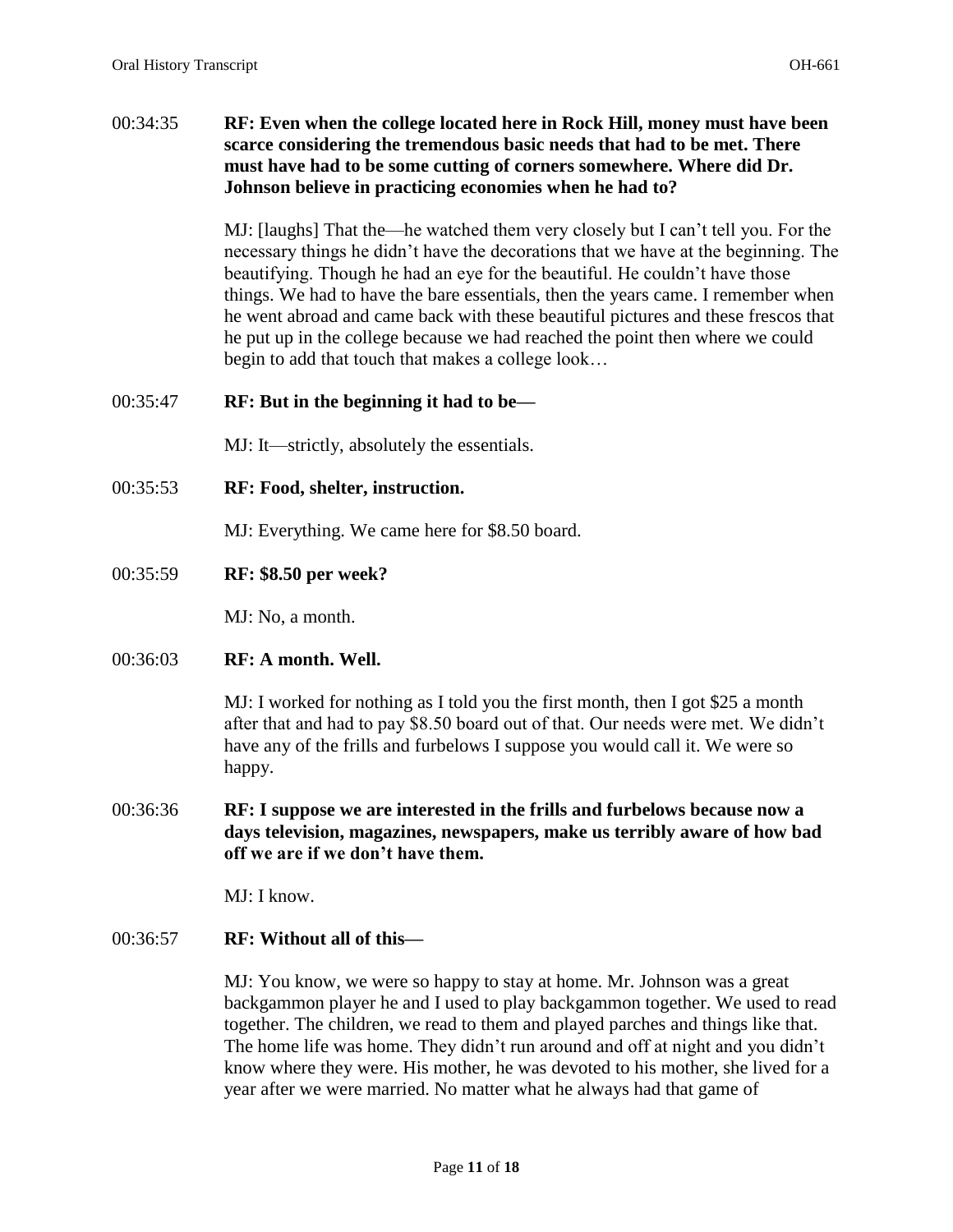00:34:35 **RF: Even when the college located here in Rock Hill, money must have been scarce considering the tremendous basic needs that had to be met. There must have had to be some cutting of corners somewhere. Where did Dr. Johnson believe in practicing economies when he had to?**

MJ: [laughs] That the—he watched them very closely but I can't tell you. For the necessary things he didn't have the decorations that we have at the beginning. The beautifying. Though he had an eye for the beautiful. He couldn't have those things. We had to have the bare essentials, then the years came. I remember when he went abroad and came back with these beautiful pictures and these frescos that he put up in the college because we had reached the point then where we could begin to add that touch that makes a college look…

00:35:47 **RF: But in the beginning it had to be—**

MJ: It—strictly, absolutely the essentials.

00:35:53 **RF: Food, shelter, instruction.**

MJ: Everything. We came here for $8.50 board.

00:35:59 **RF: $8.50 per week?**

MJ: No, a month.

00:36:03 **RF: A month. Well.**

MJ: I worked for nothing as I told you the first month, then I got $25 a month after that and had to pay $8.50 board out of that. Our needs were met. We didn't have any of the frills and furbelows I suppose you would call it. We were so happy.

00:36:36 **RF: I suppose we are interested in the frills and furbelows because now a days television, magazines, newspapers, make us terribly aware of how bad off we are if we don't have them.**

MJ: I know.

00:36:57 **RF: Without all of this—**

MJ: You know, we were so happy to stay at home. Mr. Johnson was a great backgammon player he and I used to play backgammon together. We used to read together. The children, we read to them and played parches and things like that. The home life was home. They didn't run around and off at night and you didn't know where they were. His mother, he was devoted to his mother, she lived for a year after we were married. No matter what he always had that game of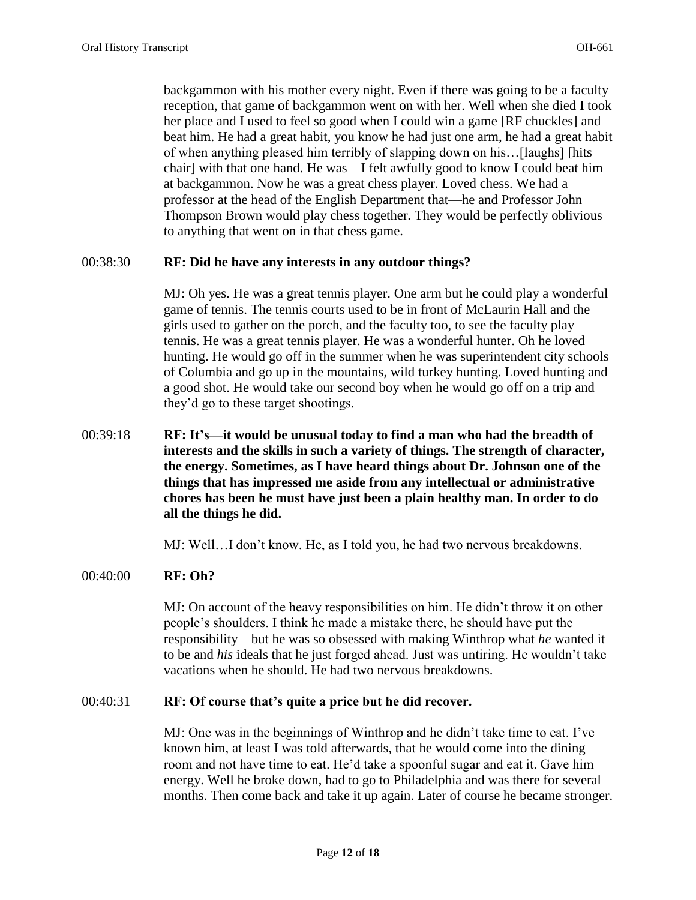backgammon with his mother every night. Even if there was going to be a faculty reception, that game of backgammon went on with her. Well when she died I took her place and I used to feel so good when I could win a game [RF chuckles] and beat him. He had a great habit, you know he had just one arm, he had a great habit of when anything pleased him terribly of slapping down on his…[laughs] [hits chair] with that one hand. He was—I felt awfully good to know I could beat him at backgammon. Now he was a great chess player. Loved chess. We had a professor at the head of the English Department that—he and Professor John Thompson Brown would play chess together. They would be perfectly oblivious to anything that went on in that chess game.

00:38:30 **RF: Did he have any interests in any outdoor things?**

MJ: Oh yes. He was a great tennis player. One arm but he could play a wonderful game of tennis. The tennis courts used to be in front of McLaurin Hall and the girls used to gather on the porch, and the faculty too, to see the faculty play tennis. He was a great tennis player. He was a wonderful hunter. Oh he loved hunting. He would go off in the summer when he was superintendent city schools of Columbia and go up in the mountains, wild turkey hunting. Loved hunting and a good shot. He would take our second boy when he would go off on a trip and they'd go to these target shootings.

00:39:18 **RF: It's—it would be unusual today to find a man who had the breadth of interests and the skills in such a variety of things. The strength of character, the energy. Sometimes, as I have heard things about Dr. Johnson one of the things that has impressed me aside from any intellectual or administrative chores has been he must have just been a plain healthy man. In order to do all the things he did.**

MJ: Well…I don't know. He, as I told you, he had two nervous breakdowns.

00:40:00 **RF: Oh?**

MJ: On account of the heavy responsibilities on him. He didn't throw it on other people's shoulders. I think he made a mistake there, he should have put the responsibility—but he was so obsessed with making Winthrop what *he* wanted it to be and *his* ideals that he just forged ahead. Just was untiring. He wouldn't take vacations when he should. He had two nervous breakdowns.

00:40:31 **RF: Of course that's quite a price but he did recover.**

MJ: One was in the beginnings of Winthrop and he didn't take time to eat. I've known him, at least I was told afterwards, that he would come into the dining room and not have time to eat. He'd take a spoonful sugar and eat it. Gave him energy. Well he broke down, had to go to Philadelphia and was there for several months. Then come back and take it up again. Later of course he became stronger.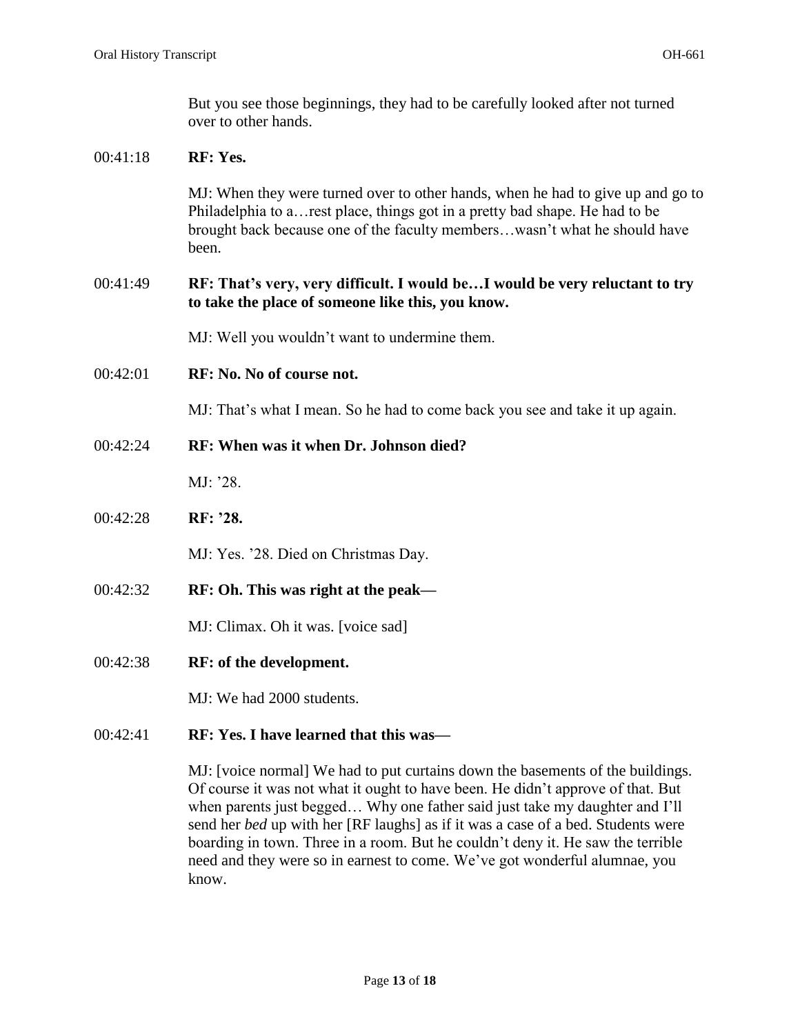But you see those beginnings, they had to be carefully looked after not turned over to other hands.

00:41:18 **RF: Yes.**

MJ: When they were turned over to other hands, when he had to give up and go to Philadelphia to a…rest place, things got in a pretty bad shape. He had to be brought back because one of the faculty members…wasn't what he should have been.

00:41:49 **RF: That's very, very difficult. I would be…I would be very reluctant to try to take the place of someone like this, you know.**

MJ: Well you wouldn't want to undermine them.

00:42:01 **RF: No. No of course not.**

MJ: That's what I mean. So he had to come back you see and take it up again.

00:42:24 **RF: When was it when Dr. Johnson died?**

MJ: '28.

00:42:28 **RF: '28.**

MJ: Yes. '28. Died on Christmas Day.

00:42:32 **RF: Oh. This was right at the peak—**

MJ: Climax. Oh it was. [voice sad]

00:42:38 **RF: of the development.**

MJ: We had 2000 students.

00:42:41 **RF: Yes. I have learned that this was—**

MJ: [voice normal] We had to put curtains down the basements of the buildings. Of course it was not what it ought to have been. He didn't approve of that. But when parents just begged… Why one father said just take my daughter and I'll send her *bed* up with her [RF laughs] as if it was a case of a bed. Students were boarding in town. Three in a room. But he couldn't deny it. He saw the terrible need and they were so in earnest to come. We've got wonderful alumnae, you know.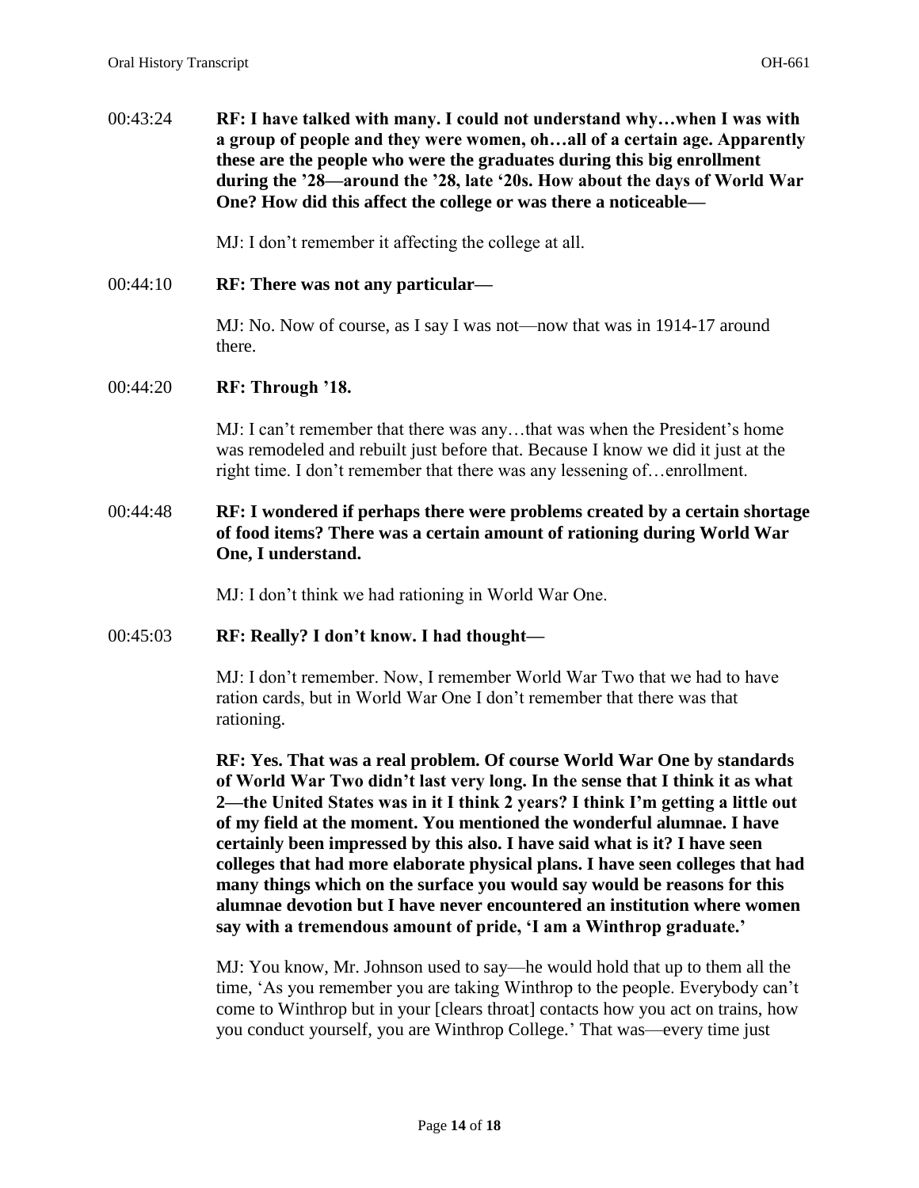00:43:24 **RF: I have talked with many. I could not understand why…when I was with a group of people and they were women, oh…all of a certain age. Apparently these are the people who were the graduates during this big enrollment during the '28—around the '28, late '20s. How about the days of World War One? How did this affect the college or was there a noticeable—**

MJ: I don't remember it affecting the college at all.

00:44:10 **RF: There was not any particular—**

MJ: No. Now of course, as I say I was not—now that was in 1914-17 around there.

00:44:20 **RF: Through '18.**

MJ: I can't remember that there was any…that was when the President's home was remodeled and rebuilt just before that. Because I know we did it just at the right time. I don't remember that there was any lessening of…enrollment.

00:44:48 **RF: I wondered if perhaps there were problems created by a certain shortage of food items? There was a certain amount of rationing during World War One, I understand.**

MJ: I don't think we had rationing in World War One.

00:45:03 **RF: Really? I don't know. I had thought—**

MJ: I don't remember. Now, I remember World War Two that we had to have ration cards, but in World War One I don't remember that there was that rationing.

**RF: Yes. That was a real problem. Of course World War One by standards of World War Two didn't last very long. In the sense that I think it as what 2—the United States was in it I think 2 years? I think I'm getting a little out of my field at the moment. You mentioned the wonderful alumnae. I have certainly been impressed by this also. I have said what is it? I have seen colleges that had more elaborate physical plans. I have seen colleges that had many things which on the surface you would say would be reasons for this alumnae devotion but I have never encountered an institution where women say with a tremendous amount of pride, 'I am a Winthrop graduate.'**

MJ: You know, Mr. Johnson used to say—he would hold that up to them all the time, 'As you remember you are taking Winthrop to the people. Everybody can't come to Winthrop but in your [clears throat] contacts how you act on trains, how you conduct yourself, you are Winthrop College.' That was—every time just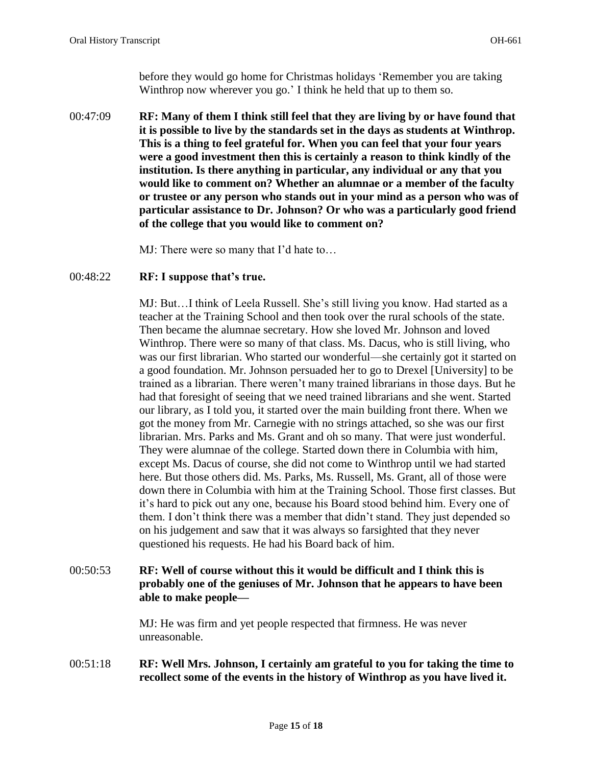before they would go home for Christmas holidays 'Remember you are taking Winthrop now wherever you go.' I think he held that up to them so.

00:47:09 **RF: Many of them I think still feel that they are living by or have found that it is possible to live by the standards set in the days as students at Winthrop. This is a thing to feel grateful for. When you can feel that your four years were a good investment then this is certainly a reason to think kindly of the institution. Is there anything in particular, any individual or any that you would like to comment on? Whether an alumnae or a member of the faculty or trustee or any person who stands out in your mind as a person who was of particular assistance to Dr. Johnson? Or who was a particularly good friend of the college that you would like to comment on?**

MJ: There were so many that I'd hate to…

00:48:22 **RF: I suppose that's true.**

MJ: But…I think of Leela Russell. She's still living you know. Had started as a teacher at the Training School and then took over the rural schools of the state. Then became the alumnae secretary. How she loved Mr. Johnson and loved Winthrop. There were so many of that class. Ms. Dacus, who is still living, who was our first librarian. Who started our wonderful—she certainly got it started on a good foundation. Mr. Johnson persuaded her to go to Drexel [University] to be trained as a librarian. There weren't many trained librarians in those days. But he had that foresight of seeing that we need trained librarians and she went. Started our library, as I told you, it started over the main building front there. When we got the money from Mr. Carnegie with no strings attached, so she was our first librarian. Mrs. Parks and Ms. Grant and oh so many. That were just wonderful. They were alumnae of the college. Started down there in Columbia with him, except Ms. Dacus of course, she did not come to Winthrop until we had started here. But those others did. Ms. Parks, Ms. Russell, Ms. Grant, all of those were down there in Columbia with him at the Training School. Those first classes. But it's hard to pick out any one, because his Board stood behind him. Every one of them. I don't think there was a member that didn't stand. They just depended so on his judgement and saw that it was always so farsighted that they never questioned his requests. He had his Board back of him.

00:50:53 **RF: Well of course without this it would be difficult and I think this is probably one of the geniuses of Mr. Johnson that he appears to have been able to make people—**

MJ: He was firm and yet people respected that firmness. He was never unreasonable.

00:51:18 **RF: Well Mrs. Johnson, I certainly am grateful to you for taking the time to recollect some of the events in the history of Winthrop as you have lived it.**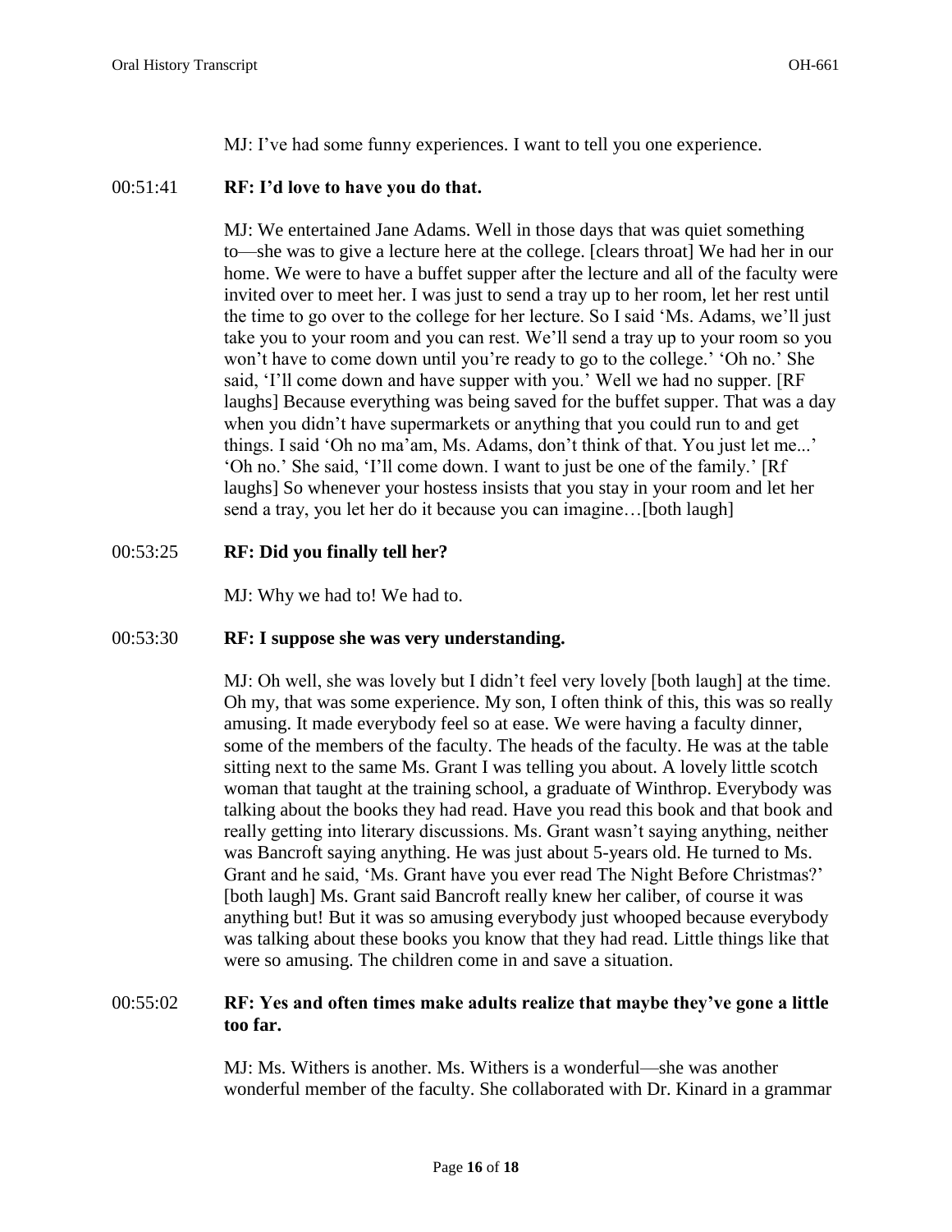MJ: I've had some funny experiences. I want to tell you one experience.

00:51:41 **RF: I'd love to have you do that.**

MJ: We entertained Jane Adams. Well in those days that was quiet something to—she was to give a lecture here at the college. [clears throat] We had her in our home. We were to have a buffet supper after the lecture and all of the faculty were invited over to meet her. I was just to send a tray up to her room, let her rest until the time to go over to the college for her lecture. So I said 'Ms. Adams, we'll just take you to your room and you can rest. We'll send a tray up to your room so you won't have to come down until you're ready to go to the college.' 'Oh no.' She said, 'I'll come down and have supper with you.' Well we had no supper. [RF laughs] Because everything was being saved for the buffet supper. That was a day when you didn't have supermarkets or anything that you could run to and get things. I said 'Oh no ma'am, Ms. Adams, don't think of that. You just let me...' 'Oh no.' She said, 'I'll come down. I want to just be one of the family.' [Rf laughs] So whenever your hostess insists that you stay in your room and let her send a tray, you let her do it because you can imagine…[both laugh]

00:53:25 **RF: Did you finally tell her?**

MJ: Why we had to! We had to.

00:53:30 **RF: I suppose she was very understanding.**

MJ: Oh well, she was lovely but I didn't feel very lovely [both laugh] at the time. Oh my, that was some experience. My son, I often think of this, this was so really amusing. It made everybody feel so at ease. We were having a faculty dinner, some of the members of the faculty. The heads of the faculty. He was at the table sitting next to the same Ms. Grant I was telling you about. A lovely little scotch woman that taught at the training school, a graduate of Winthrop. Everybody was talking about the books they had read. Have you read this book and that book and really getting into literary discussions. Ms. Grant wasn't saying anything, neither was Bancroft saying anything. He was just about 5-years old. He turned to Ms. Grant and he said, 'Ms. Grant have you ever read The Night Before Christmas?' [both laugh] Ms. Grant said Bancroft really knew her caliber, of course it was anything but! But it was so amusing everybody just whooped because everybody was talking about these books you know that they had read. Little things like that were so amusing. The children come in and save a situation.

00:55:02 **RF: Yes and often times make adults realize that maybe they've gone a little too far.**

MJ: Ms. Withers is another. Ms. Withers is a wonderful—she was another wonderful member of the faculty. She collaborated with Dr. Kinard in a grammar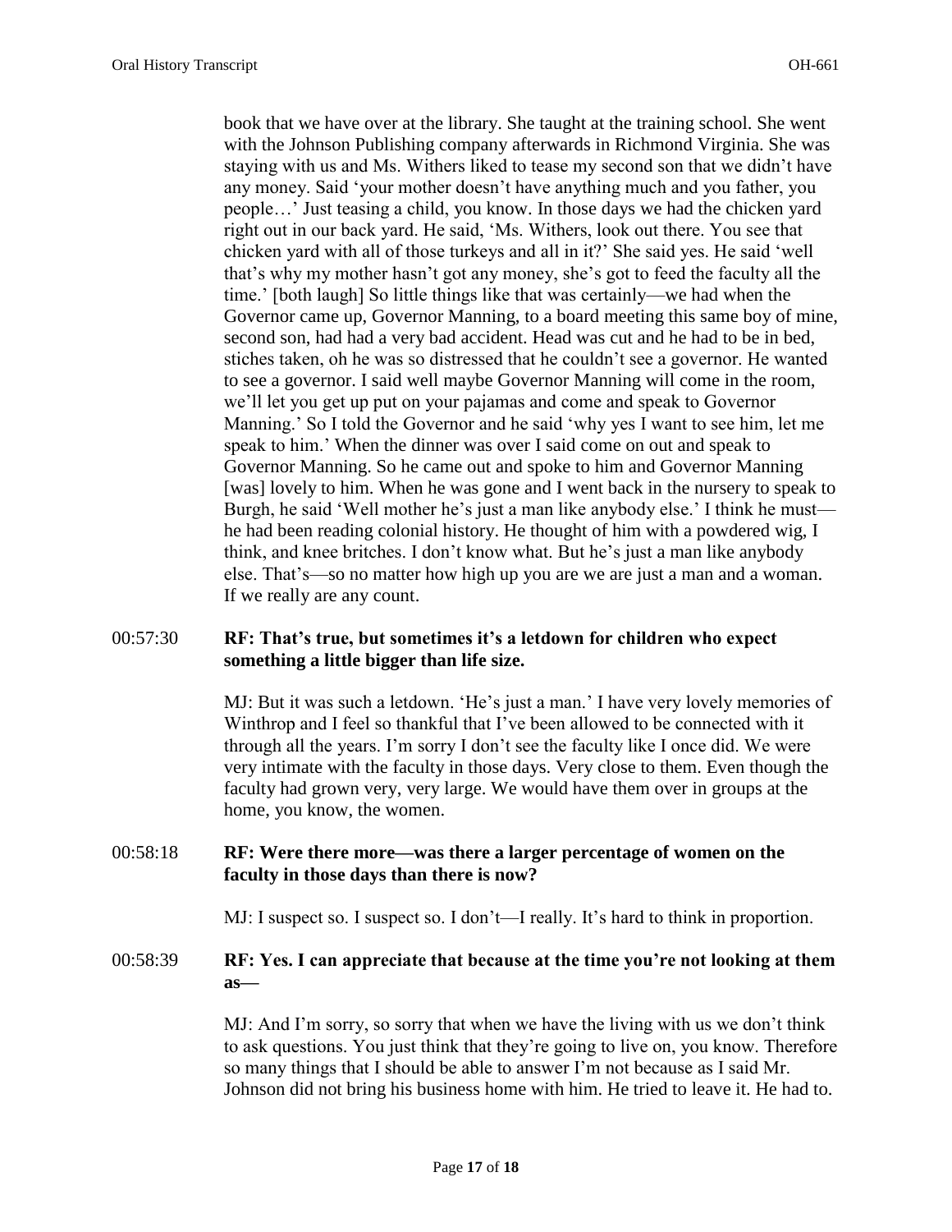book that we have over at the library. She taught at the training school. She went with the Johnson Publishing company afterwards in Richmond Virginia. She was staying with us and Ms. Withers liked to tease my second son that we didn't have any money. Said 'your mother doesn't have anything much and you father, you people…' Just teasing a child, you know. In those days we had the chicken yard right out in our back yard. He said, 'Ms. Withers, look out there. You see that chicken yard with all of those turkeys and all in it?' She said yes. He said 'well that's why my mother hasn't got any money, she's got to feed the faculty all the time.' [both laugh] So little things like that was certainly—we had when the Governor came up, Governor Manning, to a board meeting this same boy of mine, second son, had had a very bad accident. Head was cut and he had to be in bed, stiches taken, oh he was so distressed that he couldn't see a governor. He wanted to see a governor. I said well maybe Governor Manning will come in the room, we'll let you get up put on your pajamas and come and speak to Governor Manning.' So I told the Governor and he said 'why yes I want to see him, let me speak to him.' When the dinner was over I said come on out and speak to Governor Manning. So he came out and spoke to him and Governor Manning [was] lovely to him. When he was gone and I went back in the nursery to speak to Burgh, he said 'Well mother he's just a man like anybody else.' I think he must—he had been reading colonial history. He thought of him with a powdered wig, I think, and knee britches. I don't know what. But he's just a man like anybody else. That's—so no matter how high up you are we are just a man and a woman. If we really are any count.

00:57:30 **RF: That's true, but sometimes it's a letdown for children who expect something a little bigger than life size.**

MJ: But it was such a letdown. 'He's just a man.' I have very lovely memories of Winthrop and I feel so thankful that I've been allowed to be connected with it through all the years. I'm sorry I don't see the faculty like I once did. We were very intimate with the faculty in those days. Very close to them. Even though the faculty had grown very, very large. We would have them over in groups at the home, you know, the women.

00:58:18 **RF: Were there more—was there a larger percentage of women on the faculty in those days than there is now?**

MJ: I suspect so. I suspect so. I don't—I really. It's hard to think in proportion.

00:58:39 **RF: Yes. I can appreciate that because at the time you're not looking at them as—**

MJ: And I'm sorry, so sorry that when we have the living with us we don't think to ask questions. You just think that they're going to live on, you know. Therefore so many things that I should be able to answer I'm not because as I said Mr. Johnson did not bring his business home with him. He tried to leave it. He had to.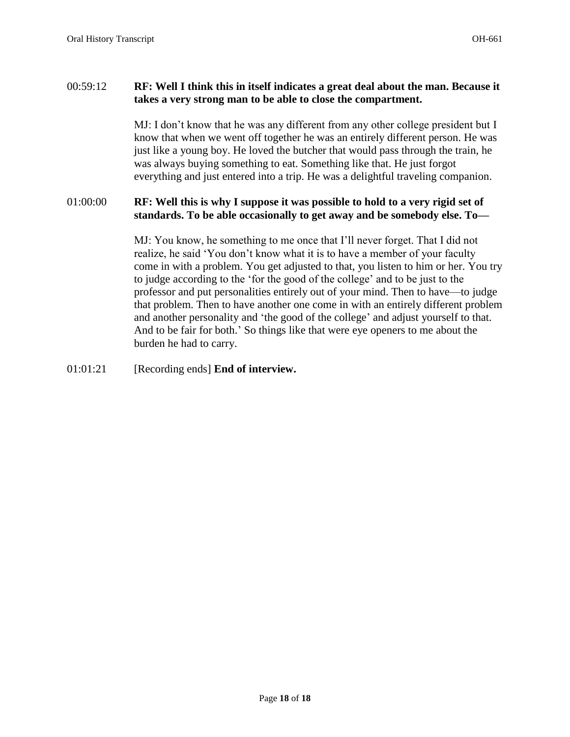00:59:12 **RF: Well I think this in itself indicates a great deal about the man. Because it takes a very strong man to be able to close the compartment.**

MJ: I don't know that he was any different from any other college president but I know that when we went off together he was an entirely different person. He was just like a young boy. He loved the butcher that would pass through the train, he was always buying something to eat. Something like that. He just forgot everything and just entered into a trip. He was a delightful traveling companion.

01:00:00 **RF: Well this is why I suppose it was possible to hold to a very rigid set of standards. To be able occasionally to get away and be somebody else. To—**

MJ: You know, he something to me once that I'll never forget. That I did not realize, he said 'You don't know what it is to have a member of your faculty come in with a problem. You get adjusted to that, you listen to him or her. You try to judge according to the 'for the good of the college' and to be just to the professor and put personalities entirely out of your mind. Then to have—to judge that problem. Then to have another one come in with an entirely different problem and another personality and 'the good of the college' and adjust yourself to that. And to be fair for both.' So things like that were eye openers to me about the burden he had to carry.

01:01:21 [Recording ends] **End of interview.**